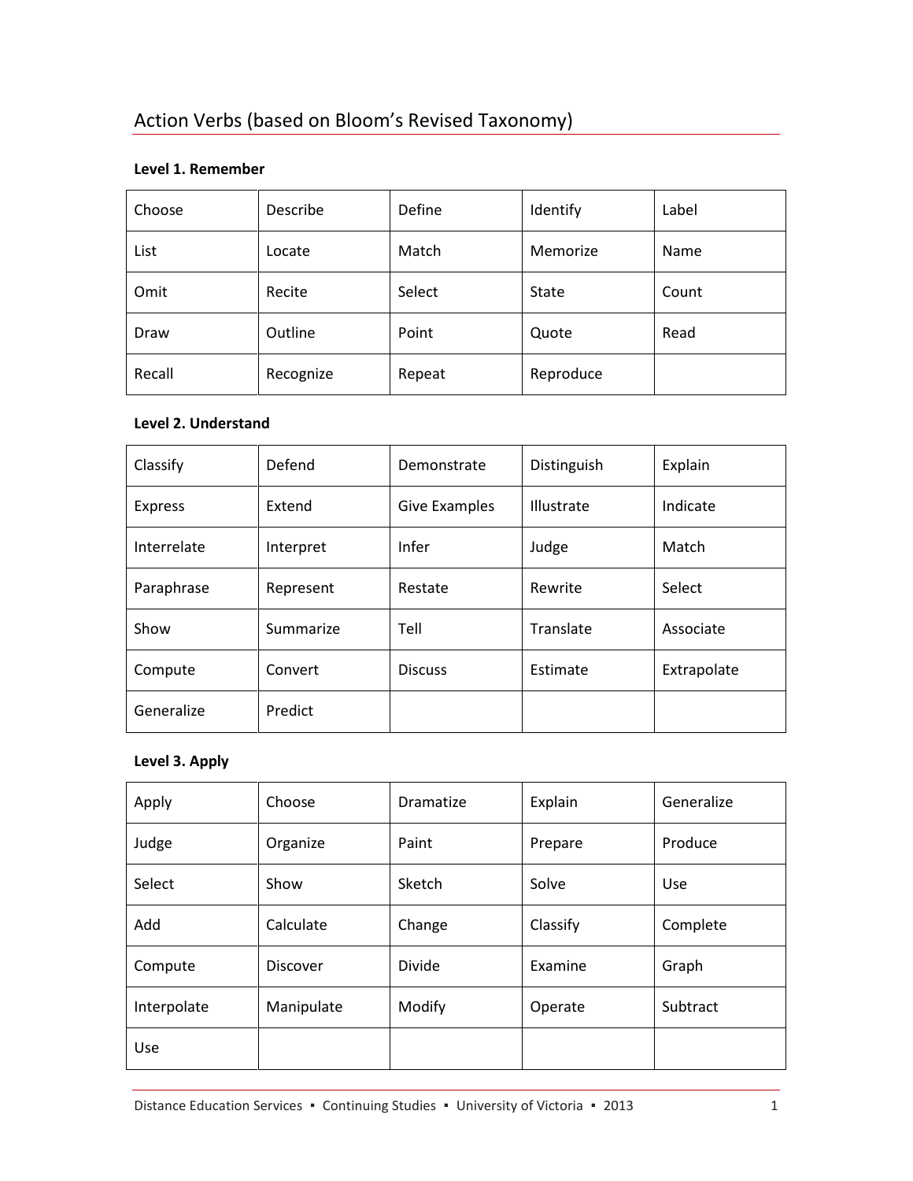# Action Verbs (based on Bloom's Revised Taxonomy)

**Level 1. Remember**

| | | | | |
|---|---|---|---|---|
| Choose | Describe | Define | Identify | Label |
| List | Locate | Match | Memorize | Name |
| Omit | Recite | Select | State | Count |
| Draw | Outline | Point | Quote | Read |
| Recall | Recognize | Repeat | Reproduce | |

**Level 2. Understand**

| | | | | |
|---|---|---|---|---|
| Classify | Defend | Demonstrate | Distinguish | Explain |
| Express | Extend | Give Examples | Illustrate | Indicate |
| Interrelate | Interpret | Infer | Judge | Match |
| Paraphrase | Represent | Restate | Rewrite | Select |
| Show | Summarize | Tell | Translate | Associate |
| Compute | Convert | Discuss | Estimate | Extrapolate |
| Generalize | Predict | | | |

**Level 3. Apply**

| | | | | |
|---|---|---|---|---|
| Apply | Choose | Dramatize | Explain | Generalize |
| Judge | Organize | Paint | Prepare | Produce |
| Select | Show | Sketch | Solve | Use |
| Add | Calculate | Change | Classify | Complete |
| Compute | Discover | Divide | Examine | Graph |
| Interpolate | Manipulate | Modify | Operate | Subtract |
| Use | | | | |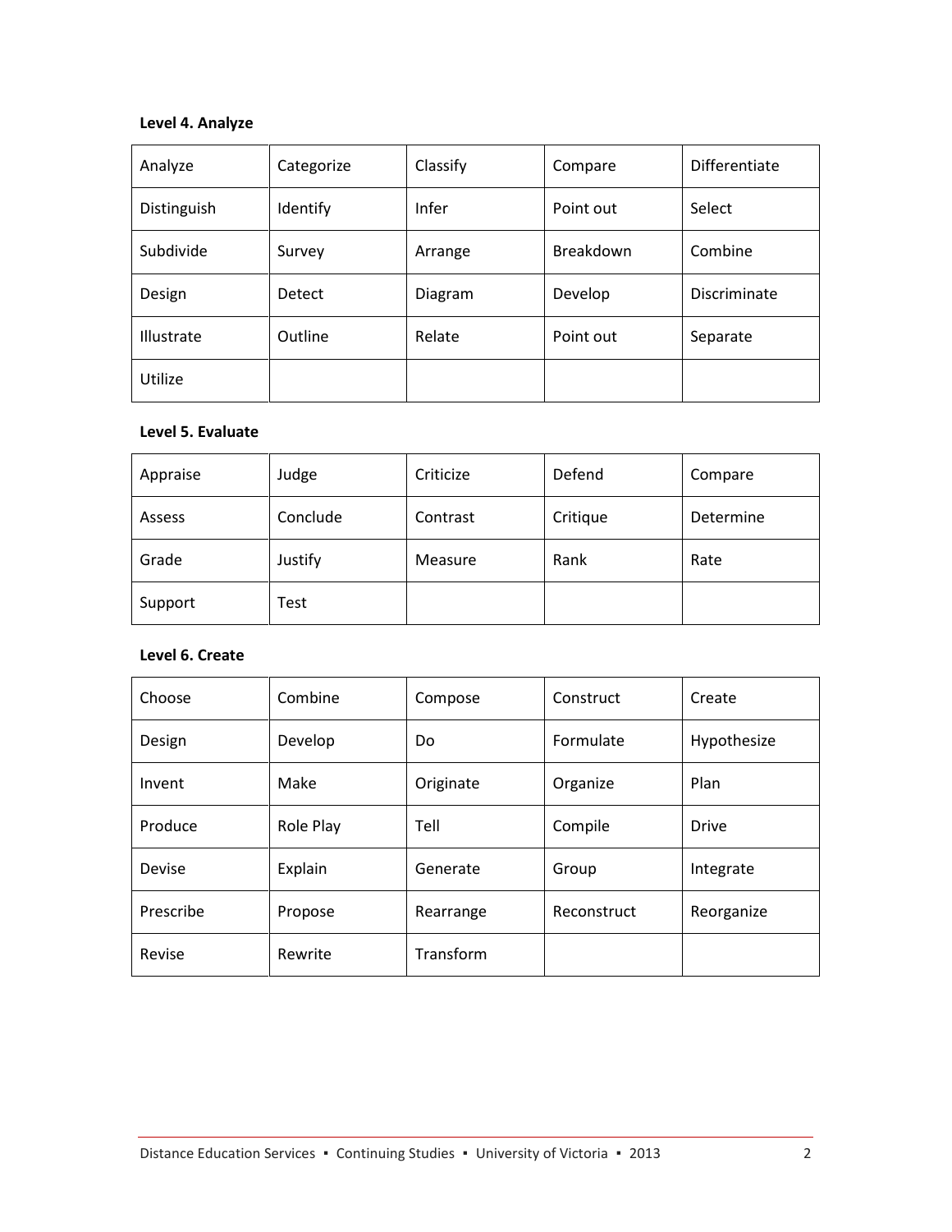**Level 4. Analyze**

| | | | | |
|---|---|---|---|---|
| Analyze | Categorize | Classify | Compare | Differentiate |
| Distinguish | Identify | Infer | Point out | Select |
| Subdivide | Survey | Arrange | Breakdown | Combine |
| Design | Detect | Diagram | Develop | Discriminate |
| Illustrate | Outline | Relate | Point out | Separate |
| Utilize | | | | |

**Level 5. Evaluate**

| | | | | |
|---|---|---|---|---|
| Appraise | Judge | Criticize | Defend | Compare |
| Assess | Conclude | Contrast | Critique | Determine |
| Grade | Justify | Measure | Rank | Rate |
| Support | Test | | | |

**Level 6. Create**

| | | | | |
|---|---|---|---|---|
| Choose | Combine | Compose | Construct | Create |
| Design | Develop | Do | Formulate | Hypothesize |
| Invent | Make | Originate | Organize | Plan |
| Produce | Role Play | Tell | Compile | Drive |
| Devise | Explain | Generate | Group | Integrate |
| Prescribe | Propose | Rearrange | Reconstruct | Reorganize |
| Revise | Rewrite | Transform | | |